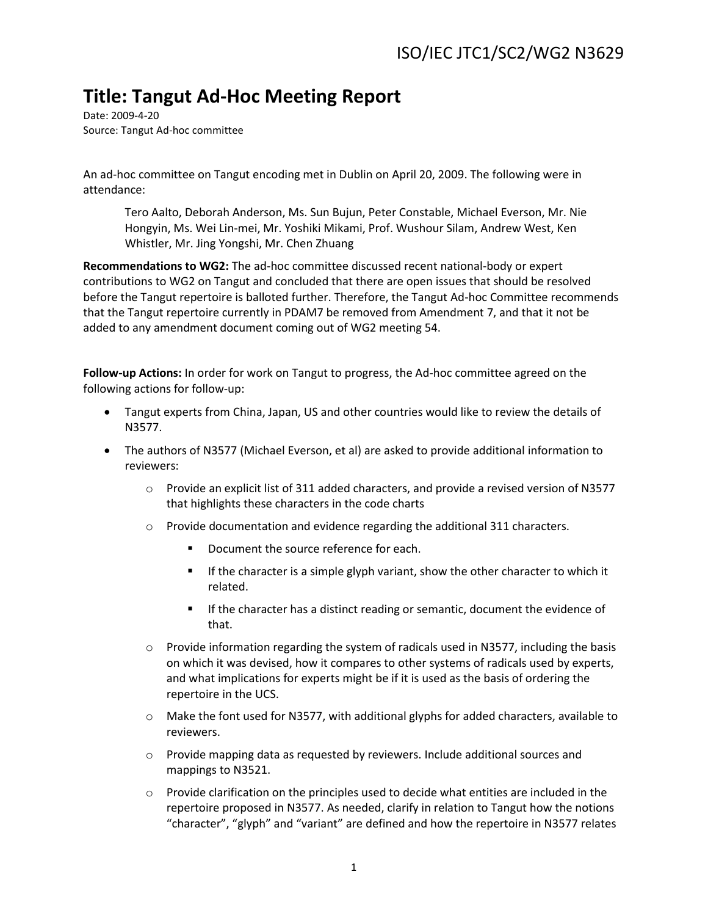ISO/IEC JTC1/SC2/WG2 N3629

# Title: Tangut Ad-Hoc Meeting Report

Date: 2009-4-20
Source: Tangut Ad-hoc committee

An ad-hoc committee on Tangut encoding met in Dublin on April 20, 2009. The following were in attendance:

> Tero Aalto, Deborah Anderson, Ms. Sun Bujun, Peter Constable, Michael Everson, Mr. Nie Hongyin, Ms. Wei Lin-mei, Mr. Yoshiki Mikami, Prof. Wushour Silam, Andrew West, Ken Whistler, Mr. Jing Yongshi, Mr. Chen Zhuang

**Recommendations to WG2:** The ad-hoc committee discussed recent national-body or expert contributions to WG2 on Tangut and concluded that there are open issues that should be resolved before the Tangut repertoire is balloted further. Therefore, the Tangut Ad-hoc Committee recommends that the Tangut repertoire currently in PDAM7 be removed from Amendment 7, and that it not be added to any amendment document coming out of WG2 meeting 54.

**Follow-up Actions:** In order for work on Tangut to progress, the Ad-hoc committee agreed on the following actions for follow-up:

- Tangut experts from China, Japan, US and other countries would like to review the details of N3577.
- The authors of N3577 (Michael Everson, et al) are asked to provide additional information to reviewers:
  - Provide an explicit list of 311 added characters, and provide a revised version of N3577 that highlights these characters in the code charts
  - Provide documentation and evidence regarding the additional 311 characters.
    - Document the source reference for each.
    - If the character is a simple glyph variant, show the other character to which it related.
    - If the character has a distinct reading or semantic, document the evidence of that.
  - Provide information regarding the system of radicals used in N3577, including the basis on which it was devised, how it compares to other systems of radicals used by experts, and what implications for experts might be if it is used as the basis of ordering the repertoire in the UCS.
  - Make the font used for N3577, with additional glyphs for added characters, available to reviewers.
  - Provide mapping data as requested by reviewers. Include additional sources and mappings to N3521.
  - Provide clarification on the principles used to decide what entities are included in the repertoire proposed in N3577. As needed, clarify in relation to Tangut how the notions "character", "glyph" and "variant" are defined and how the repertoire in N3577 relates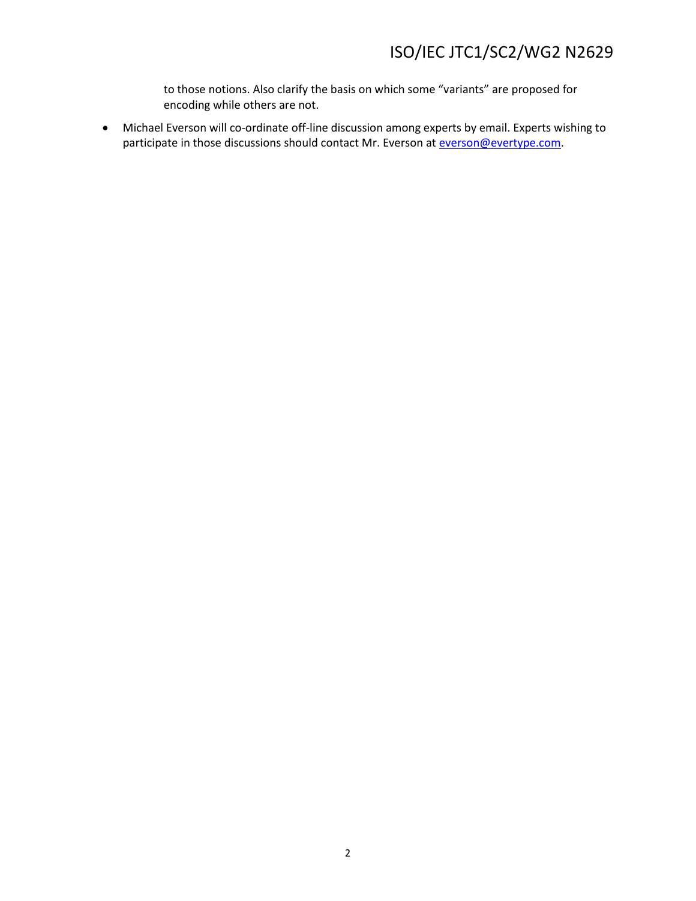to those notions. Also clarify the basis on which some “variants” are proposed for encoding while others are not.

- Michael Everson will co-ordinate off-line discussion among experts by email. Experts wishing to participate in those discussions should contact Mr. Everson at everson@evertype.com.